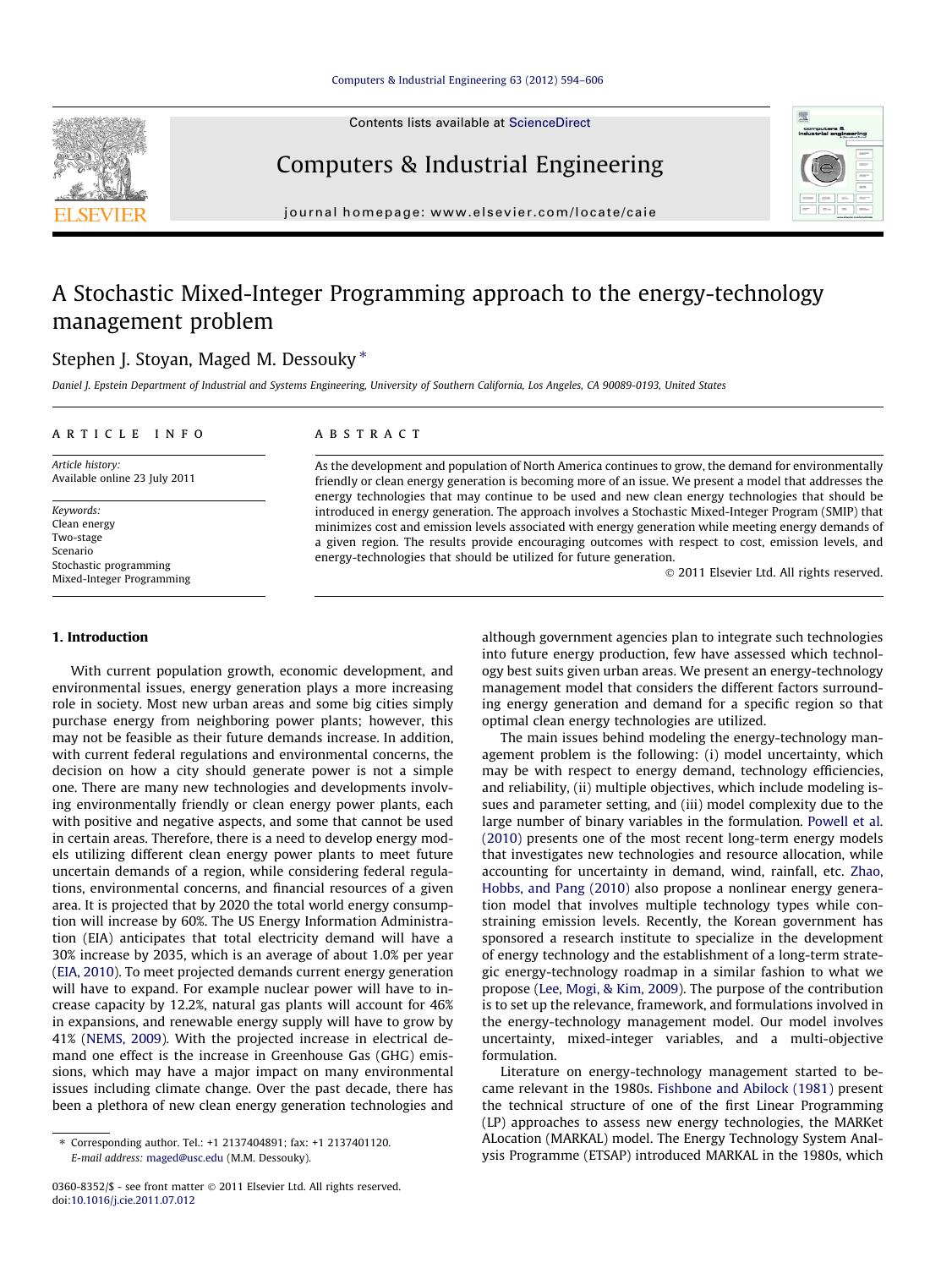# A Stochastic Mixed-Integer Programming approach to the energy-technology management problem

Stephen J. Stoyan, Maged M. Dessouky *

Daniel J. Epstein Department of Industrial and Systems Engineering, University of Southern California, Los Angeles, CA 90089-0193, United States

**ARTICLE INFO**

*Article history:*
Available online 23 July 2011

*Keywords:*
Clean energy
Two-stage
Scenario
Stochastic programming
Mixed-Integer Programming

**ABSTRACT**

As the development and population of North America continues to grow, the demand for environmentally friendly or clean energy generation is becoming more of an issue. We present a model that addresses the energy technologies that may continue to be used and new clean energy technologies that should be introduced in energy generation. The approach involves a Stochastic Mixed-Integer Program (SMIP) that minimizes cost and emission levels associated with energy generation while meeting energy demands of a given region. The results provide encouraging outcomes with respect to cost, emission levels, and energy-technologies that should be utilized for future generation.

© 2011 Elsevier Ltd. All rights reserved.

## 1. Introduction

With current population growth, economic development, and environmental issues, energy generation plays a more increasing role in society. Most new urban areas and some big cities simply purchase energy from neighboring power plants; however, this may not be feasible as their future demands increase. In addition, with current federal regulations and environmental concerns, the decision on how a city should generate power is not a simple one. There are many new technologies and developments involving environmentally friendly or clean energy power plants, each with positive and negative aspects, and some that cannot be used in certain areas. Therefore, there is a need to develop energy models utilizing different clean energy power plants to meet future uncertain demands of a region, while considering federal regulations, environmental concerns, and financial resources of a given area. It is projected that by 2020 the total world energy consumption will increase by 60%. The US Energy Information Administration (EIA) anticipates that total electricity demand will have a 30% increase by 2035, which is an average of about 1.0% per year (EIA, 2010). To meet projected demands current energy generation will have to expand. For example nuclear power will have to increase capacity by 12.2%, natural gas plants will account for 46% in expansions, and renewable energy supply will have to grow by 41% (NEMS, 2009). With the projected increase in electrical demand one effect is the increase in Greenhouse Gas (GHG) emissions, which may have a major impact on many environmental issues including climate change. Over the past decade, there has been a plethora of new clean energy generation technologies and although government agencies plan to integrate such technologies into future energy production, few have assessed which technology best suits given urban areas. We present an energy-technology management model that considers the different factors surrounding energy generation and demand for a specific region so that optimal clean energy technologies are utilized.

The main issues behind modeling the energy-technology management problem is the following: (i) model uncertainty, which may be with respect to energy demand, technology efficiencies, and reliability, (ii) multiple objectives, which include modeling issues and parameter setting, and (iii) model complexity due to the large number of binary variables in the formulation. Powell et al. (2010) presents one of the most recent long-term energy models that investigates new technologies and resource allocation, while accounting for uncertainty in demand, wind, rainfall, etc. Zhao, Hobbs, and Pang (2010) also propose a nonlinear energy generation model that involves multiple technology types while constraining emission levels. Recently, the Korean government has sponsored a research institute to specialize in the development of energy technology and the establishment of a long-term strategic energy-technology roadmap in a similar fashion to what we propose (Lee, Mogi, & Kim, 2009). The purpose of the contribution is to set up the relevance, framework, and formulations involved in the energy-technology management model. Our model involves uncertainty, mixed-integer variables, and a multi-objective formulation.

Literature on energy-technology management started to became relevant in the 1980s. Fishbone and Abilock (1981) present the technical structure of one of the first Linear Programming (LP) approaches to assess new energy technologies, the MARKet ALocation (MARKAL) model. The Energy Technology System Analysis Programme (ETSAP) introduced MARKAL in the 1980s, which

* Corresponding author. Tel.: +1 2137404891; fax: +1 2137401120.
*E-mail address:* maged@usc.edu (M.M. Dessouky).

0360-8352/$ - see front matter © 2011 Elsevier Ltd. All rights reserved.
doi:10.1016/j.cie.2011.07.012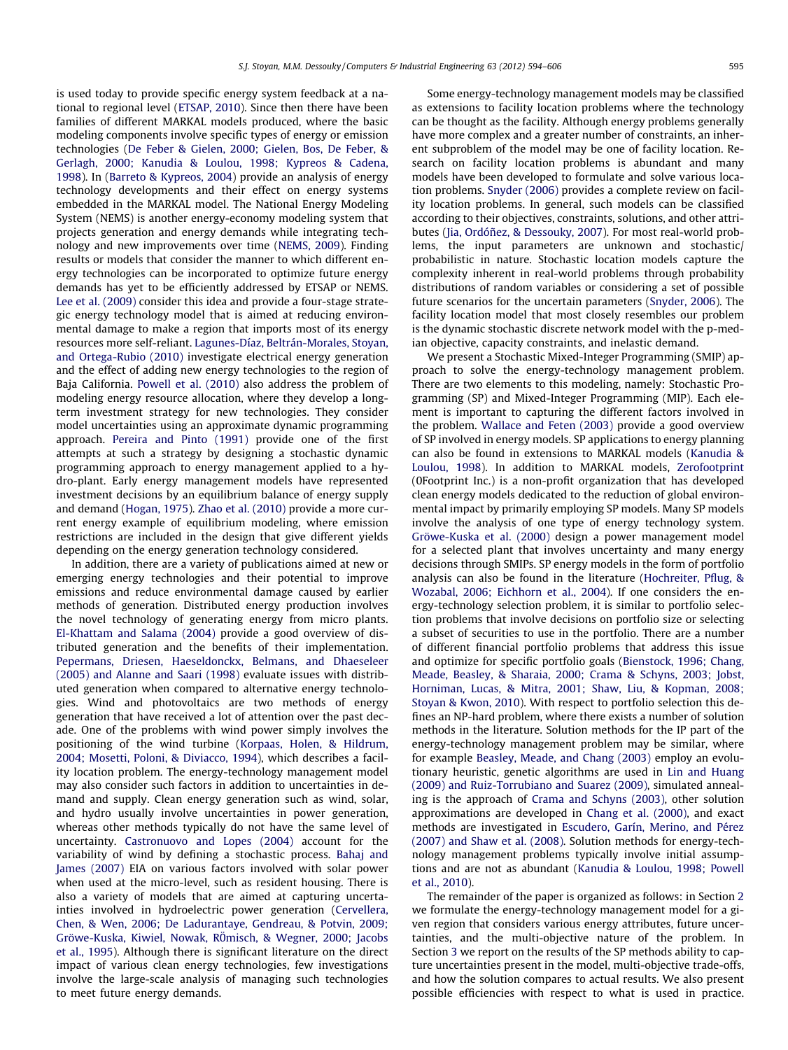is used today to provide specific energy system feedback at a national to regional level (ETSAP, 2010). Since then there have been families of different MARKAL models produced, where the basic modeling components involve specific types of energy or emission technologies (De Feber & Gielen, 2000; Gielen, Bos, De Feber, & Gerlagh, 2000; Kanudia & Loulou, 1998; Kypreos & Cadena, 1998). In (Barreto & Kypreos, 2004) provide an analysis of energy technology developments and their effect on energy systems embedded in the MARKAL model. The National Energy Modeling System (NEMS) is another energy-economy modeling system that projects generation and energy demands while integrating technology and new improvements over time (NEMS, 2009). Finding results or models that consider the manner to which different energy technologies can be incorporated to optimize future energy demands has yet to be efficiently addressed by ETSAP or NEMS. Lee et al. (2009) consider this idea and provide a four-stage strategic energy technology model that is aimed at reducing environmental damage to make a region that imports most of its energy resources more self-reliant. Lagunes-Díaz, Beltrán-Morales, Stoyan, and Ortega-Rubio (2010) investigate electrical energy generation and the effect of adding new energy technologies to the region of Baja California. Powell et al. (2010) also address the problem of modeling energy resource allocation, where they develop a long-term investment strategy for new technologies. They consider model uncertainties using an approximate dynamic programming approach. Pereira and Pinto (1991) provide one of the first attempts at such a strategy by designing a stochastic dynamic programming approach to energy management applied to a hydro-plant. Early energy management models have represented investment decisions by an equilibrium balance of energy supply and demand (Hogan, 1975). Zhao et al. (2010) provide a more current energy example of equilibrium modeling, where emission restrictions are included in the design that give different yields depending on the energy generation technology considered.

In addition, there are a variety of publications aimed at new or emerging energy technologies and their potential to improve emissions and reduce environmental damage caused by earlier methods of generation. Distributed energy production involves the novel technology of generating energy from micro plants. El-Khattam and Salama (2004) provide a good overview of distributed generation and the benefits of their implementation. Pepermans, Driesen, Haeseldonckx, Belmans, and Dhaeseleer (2005) and Alanne and Saari (1998) evaluate issues with distributed generation when compared to alternative energy technologies. Wind and photovoltaics are two methods of energy generation that have received a lot of attention over the past decade. One of the problems with wind power simply involves the positioning of the wind turbine (Korpaas, Holen, & Hildrum, 2004; Mosetti, Poloni, & Diviacco, 1994), which describes a facility location problem. The energy-technology management model may also consider such factors in addition to uncertainties in demand and supply. Clean energy generation such as wind, solar, and hydro usually involve uncertainties in power generation, whereas other methods typically do not have the same level of uncertainty. Castronuovo and Lopes (2004) account for the variability of wind by defining a stochastic process. Bahaj and James (2007) EIA on various factors involved with solar power when used at the micro-level, such as resident housing. There is also a variety of models that are aimed at capturing uncertainties involved in hydroelectric power generation (Cervellera, Chen, & Wen, 2006; De Ladurantaye, Gendreau, & Potvin, 2009; Gröwe-Kuska, Kiwiel, Nowak, RÖmisch, & Wegner, 2000; Jacobs et al., 1995). Although there is significant literature on the direct impact of various clean energy technologies, few investigations involve the large-scale analysis of managing such technologies to meet future energy demands.

Some energy-technology management models may be classified as extensions to facility location problems where the technology can be thought as the facility. Although energy problems generally have more complex and a greater number of constraints, an inherent subproblem of the model may be one of facility location. Research on facility location problems is abundant and many models have been developed to formulate and solve various location problems. Snyder (2006) provides a complete review on facility location problems. In general, such models can be classified according to their objectives, constraints, solutions, and other attributes (Jia, Ordóñez, & Dessouky, 2007). For most real-world problems, the input parameters are unknown and stochastic/probabilistic in nature. Stochastic location models capture the complexity inherent in real-world problems through probability distributions of random variables or considering a set of possible future scenarios for the uncertain parameters (Snyder, 2006). The facility location model that most closely resembles our problem is the dynamic stochastic discrete network model with the p-median objective, capacity constraints, and inelastic demand.

We present a Stochastic Mixed-Integer Programming (SMIP) approach to solve the energy-technology management problem. There are two elements to this modeling, namely: Stochastic Programming (SP) and Mixed-Integer Programming (MIP). Each element is important to capturing the different factors involved in the problem. Wallace and Feten (2003) provide a good overview of SP involved in energy models. SP applications to energy planning can also be found in extensions to MARKAL models (Kanudia & Loulou, 1998). In addition to MARKAL models, Zerofootprint (0Footprint Inc.) is a non-profit organization that has developed clean energy models dedicated to the reduction of global environmental impact by primarily employing SP models. Many SP models involve the analysis of one type of energy technology system. Gröwe-Kuska et al. (2000) design a power management model for a selected plant that involves uncertainty and many energy decisions through SMIPs. SP energy models in the form of portfolio analysis can also be found in the literature (Hochreiter, Pflug, & Wozabal, 2006; Eichhorn et al., 2004). If one considers the energy-technology selection problem, it is similar to portfolio selection problems that involve decisions on portfolio size or selecting a subset of securities to use in the portfolio. There are a number of different financial portfolio problems that address this issue and optimize for specific portfolio goals (Bienstock, 1996; Chang, Meade, Beasley, & Sharaia, 2000; Crama & Schyns, 2003; Jobst, Horniman, Lucas, & Mitra, 2001; Shaw, Liu, & Kopman, 2008; Stoyan & Kwon, 2010). With respect to portfolio selection this defines an NP-hard problem, where there exists a number of solution methods in the literature. Solution methods for the IP part of the energy-technology management problem may be similar, where for example Beasley, Meade, and Chang (2003) employ an evolutionary heuristic, genetic algorithms are used in Lin and Huang (2009) and Ruiz-Torrubiano and Suarez (2009), simulated annealing is the approach of Crama and Schyns (2003), other solution approximations are developed in Chang et al. (2000), and exact methods are investigated in Escudero, Garín, Merino, and Pérez (2007) and Shaw et al. (2008). Solution methods for energy-technology management problems typically involve initial assumptions and are not as abundant (Kanudia & Loulou, 1998; Powell et al., 2010).

The remainder of the paper is organized as follows: in Section 2 we formulate the energy-technology management model for a given region that considers various energy attributes, future uncertainties, and the multi-objective nature of the problem. In Section 3 we report on the results of the SP methods ability to capture uncertainties present in the model, multi-objective trade-offs, and how the solution compares to actual results. We also present possible efficiencies with respect to what is used in practice.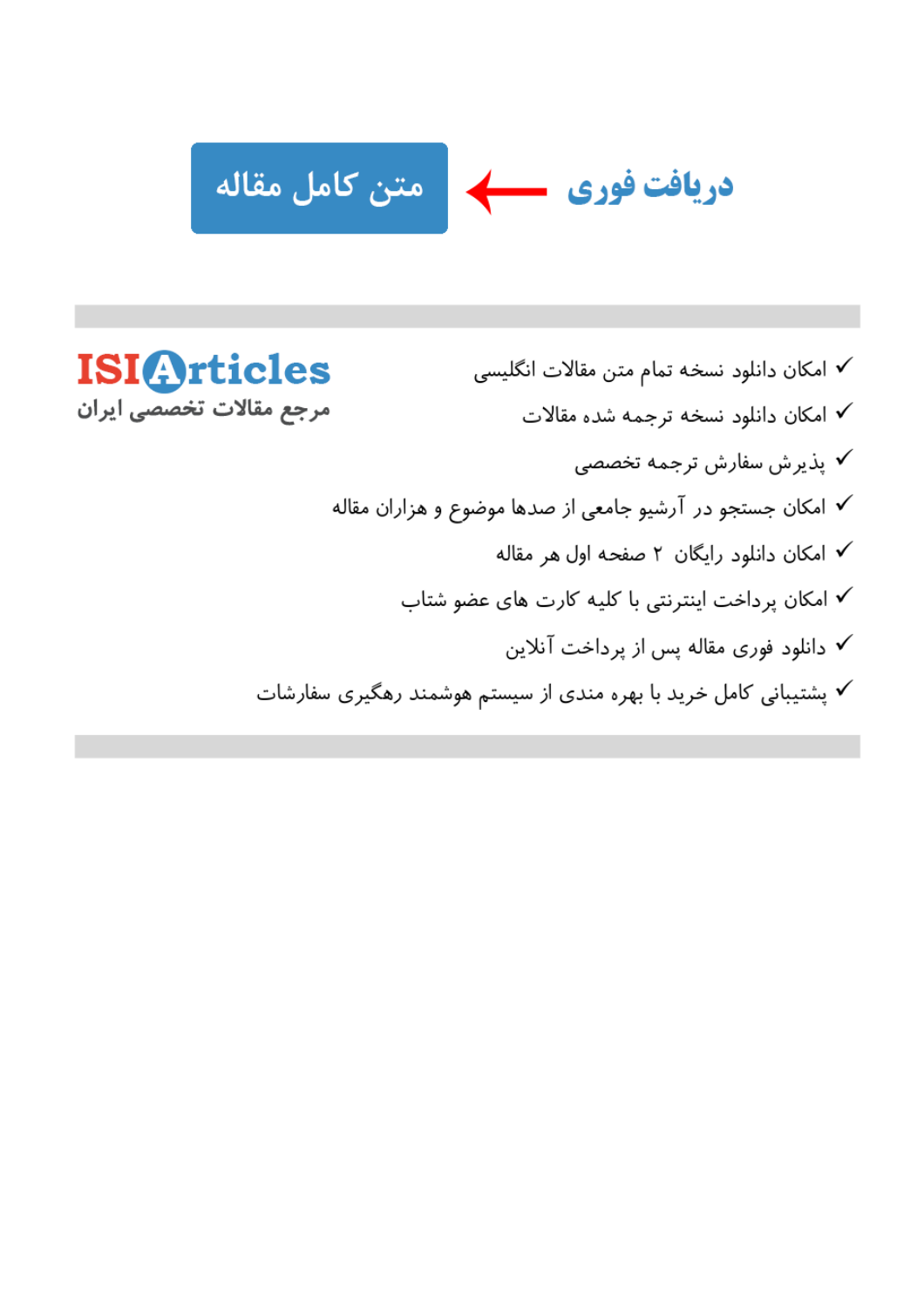**دریافت فوری** ← **متن کامل مقاله**

---

**ISIArticles**
مرجع مقالات تخصصی ایران

- ✓ امکان دانلود نسخه تمام متن مقالات انگلیسی
- ✓ امکان دانلود نسخه ترجمه شده مقالات
- ✓ پذیرش سفارش ترجمه تخصصی
- ✓ امکان جستجو در آرشیو جامعی از صدها موضوع و هزاران مقاله
- ✓ امکان دانلود رایگان ۲ صفحه اول هر مقاله
- ✓ امکان پرداخت اینترنتی با کلیه کارت های عضو شتاب
- ✓ دانلود فوری مقاله پس از پرداخت آنلاین
- ✓ پشتیبانی کامل خرید با بهره مندی از سیستم هوشمند رهگیری سفارشات

---